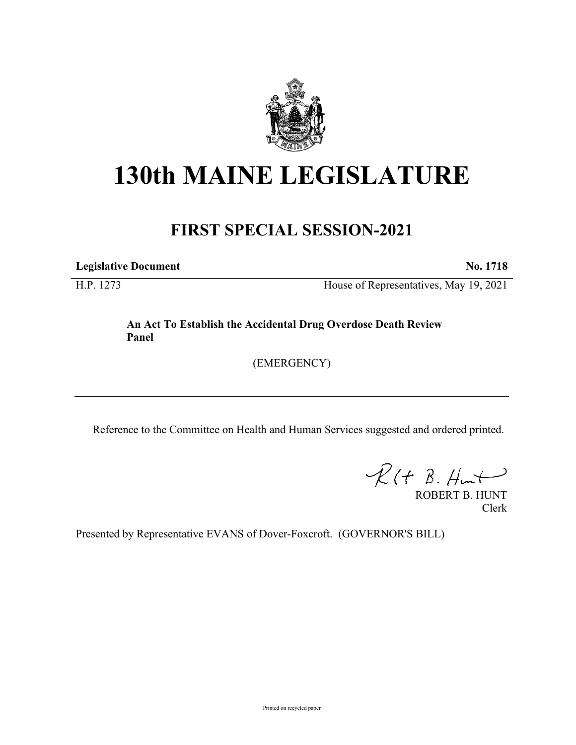# 130th MAINE LEGISLATURE

## FIRST SPECIAL SESSION-2021

| **Legislative Document** | **No. 1718** |
|---|---|
| H.P. 1273 | House of Representatives, May 19, 2021 |

**An Act To Establish the Accidental Drug Overdose Death Review Panel**

(EMERGENCY)

---

Reference to the Committee on Health and Human Services suggested and ordered printed.

ROBERT B. HUNT
Clerk

Presented by Representative EVANS of Dover-Foxcroft. (GOVERNOR'S BILL)

Printed on recycled paper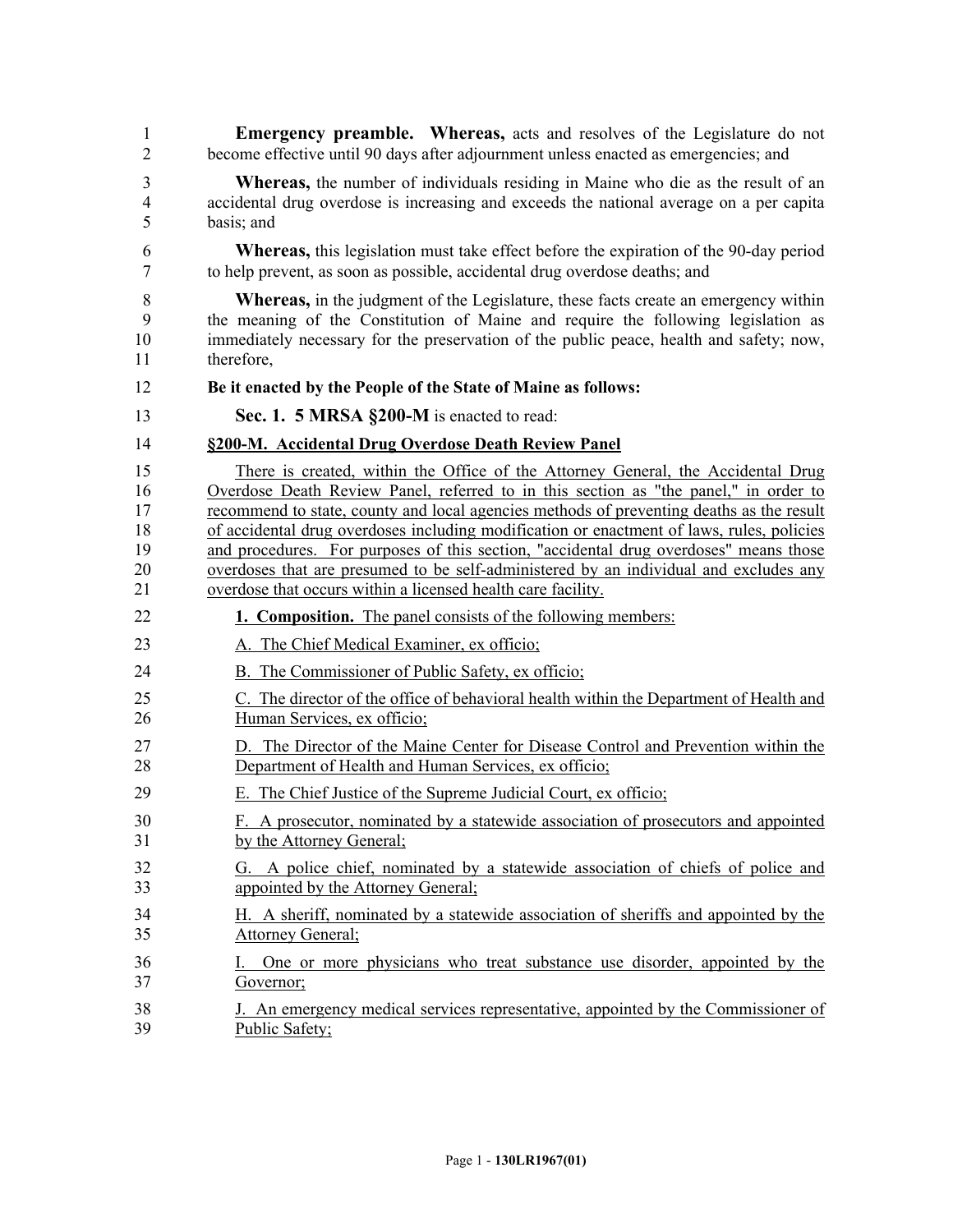**Emergency preamble.** **Whereas,** acts and resolves of the Legislature do not become effective until 90 days after adjournment unless enacted as emergencies; and

**Whereas,** the number of individuals residing in Maine who die as the result of an accidental drug overdose is increasing and exceeds the national average on a per capita basis; and

**Whereas,** this legislation must take effect before the expiration of the 90-day period to help prevent, as soon as possible, accidental drug overdose deaths; and

**Whereas,** in the judgment of the Legislature, these facts create an emergency within the meaning of the Constitution of Maine and require the following legislation as immediately necessary for the preservation of the public peace, health and safety; now, therefore,

**Be it enacted by the People of the State of Maine as follows:**

**Sec. 1. 5 MRSA §200-M** is enacted to read:

**§200-M. Accidental Drug Overdose Death Review Panel**

There is created, within the Office of the Attorney General, the Accidental Drug Overdose Death Review Panel, referred to in this section as "the panel," in order to recommend to state, county and local agencies methods of preventing deaths as the result of accidental drug overdoses including modification or enactment of laws, rules, policies and procedures. For purposes of this section, "accidental drug overdoses" means those overdoses that are presumed to be self-administered by an individual and excludes any overdose that occurs within a licensed health care facility.

**1. Composition.** The panel consists of the following members:

A. The Chief Medical Examiner, ex officio;

B. The Commissioner of Public Safety, ex officio;

C. The director of the office of behavioral health within the Department of Health and Human Services, ex officio;

D. The Director of the Maine Center for Disease Control and Prevention within the Department of Health and Human Services, ex officio;

E. The Chief Justice of the Supreme Judicial Court, ex officio;

F. A prosecutor, nominated by a statewide association of prosecutors and appointed by the Attorney General;

G. A police chief, nominated by a statewide association of chiefs of police and appointed by the Attorney General;

H. A sheriff, nominated by a statewide association of sheriffs and appointed by the Attorney General;

I. One or more physicians who treat substance use disorder, appointed by the Governor;

J. An emergency medical services representative, appointed by the Commissioner of Public Safety;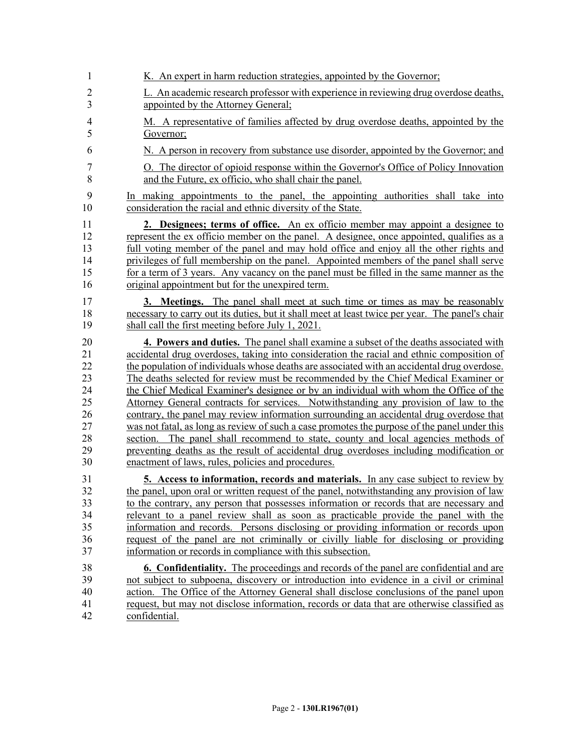K. An expert in harm reduction strategies, appointed by the Governor;

L. An academic research professor with experience in reviewing drug overdose deaths, appointed by the Attorney General;

M. A representative of families affected by drug overdose deaths, appointed by the Governor;

N. A person in recovery from substance use disorder, appointed by the Governor; and

O. The director of opioid response within the Governor's Office of Policy Innovation and the Future, ex officio, who shall chair the panel.

In making appointments to the panel, the appointing authorities shall take into consideration the racial and ethnic diversity of the State.

**2. Designees; terms of office.** An ex officio member may appoint a designee to represent the ex officio member on the panel. A designee, once appointed, qualifies as a full voting member of the panel and may hold office and enjoy all the other rights and privileges of full membership on the panel. Appointed members of the panel shall serve for a term of 3 years. Any vacancy on the panel must be filled in the same manner as the original appointment but for the unexpired term.

**3. Meetings.** The panel shall meet at such time or times as may be reasonably necessary to carry out its duties, but it shall meet at least twice per year. The panel's chair shall call the first meeting before July 1, 2021.

**4. Powers and duties.** The panel shall examine a subset of the deaths associated with accidental drug overdoses, taking into consideration the racial and ethnic composition of the population of individuals whose deaths are associated with an accidental drug overdose. The deaths selected for review must be recommended by the Chief Medical Examiner or the Chief Medical Examiner's designee or by an individual with whom the Office of the Attorney General contracts for services. Notwithstanding any provision of law to the contrary, the panel may review information surrounding an accidental drug overdose that was not fatal, as long as review of such a case promotes the purpose of the panel under this section. The panel shall recommend to state, county and local agencies methods of preventing deaths as the result of accidental drug overdoses including modification or enactment of laws, rules, policies and procedures.

**5. Access to information, records and materials.** In any case subject to review by the panel, upon oral or written request of the panel, notwithstanding any provision of law to the contrary, any person that possesses information or records that are necessary and relevant to a panel review shall as soon as practicable provide the panel with the information and records. Persons disclosing or providing information or records upon request of the panel are not criminally or civilly liable for disclosing or providing information or records in compliance with this subsection.

**6. Confidentiality.** The proceedings and records of the panel are confidential and are not subject to subpoena, discovery or introduction into evidence in a civil or criminal action. The Office of the Attorney General shall disclose conclusions of the panel upon request, but may not disclose information, records or data that are otherwise classified as confidential.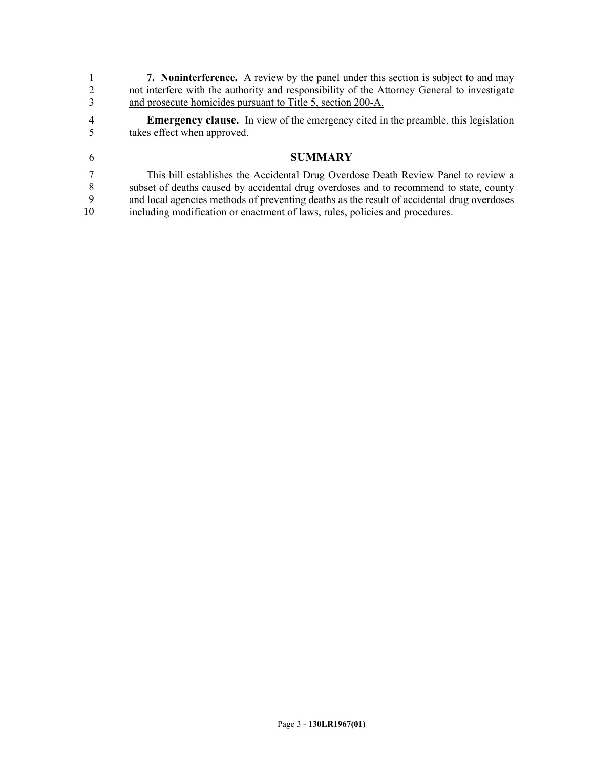**7. Noninterference.** A review by the panel under this section is subject to and may not interfere with the authority and responsibility of the Attorney General to investigate and prosecute homicides pursuant to Title 5, section 200-A.

**Emergency clause.** In view of the emergency cited in the preamble, this legislation takes effect when approved.

## SUMMARY

This bill establishes the Accidental Drug Overdose Death Review Panel to review a subset of deaths caused by accidental drug overdoses and to recommend to state, county and local agencies methods of preventing deaths as the result of accidental drug overdoses including modification or enactment of laws, rules, policies and procedures.